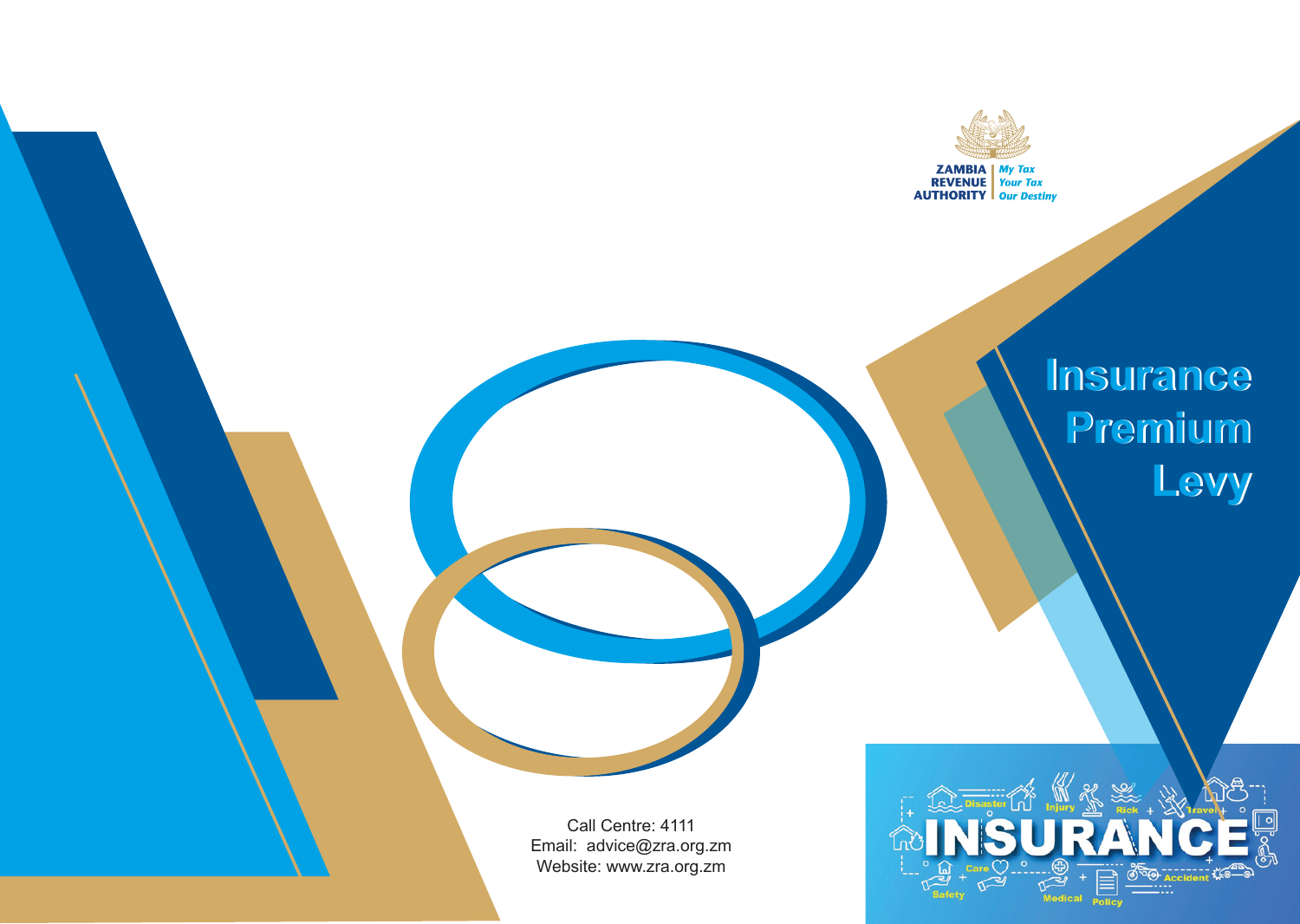ZAMBIA REVENUE AUTHORITY

*My Tax Your Tax Our Destiny*

# Insurance Premium Levy

Call Centre: 4111
Email: advice@zra.org.zm
Website: www.zra.org.zm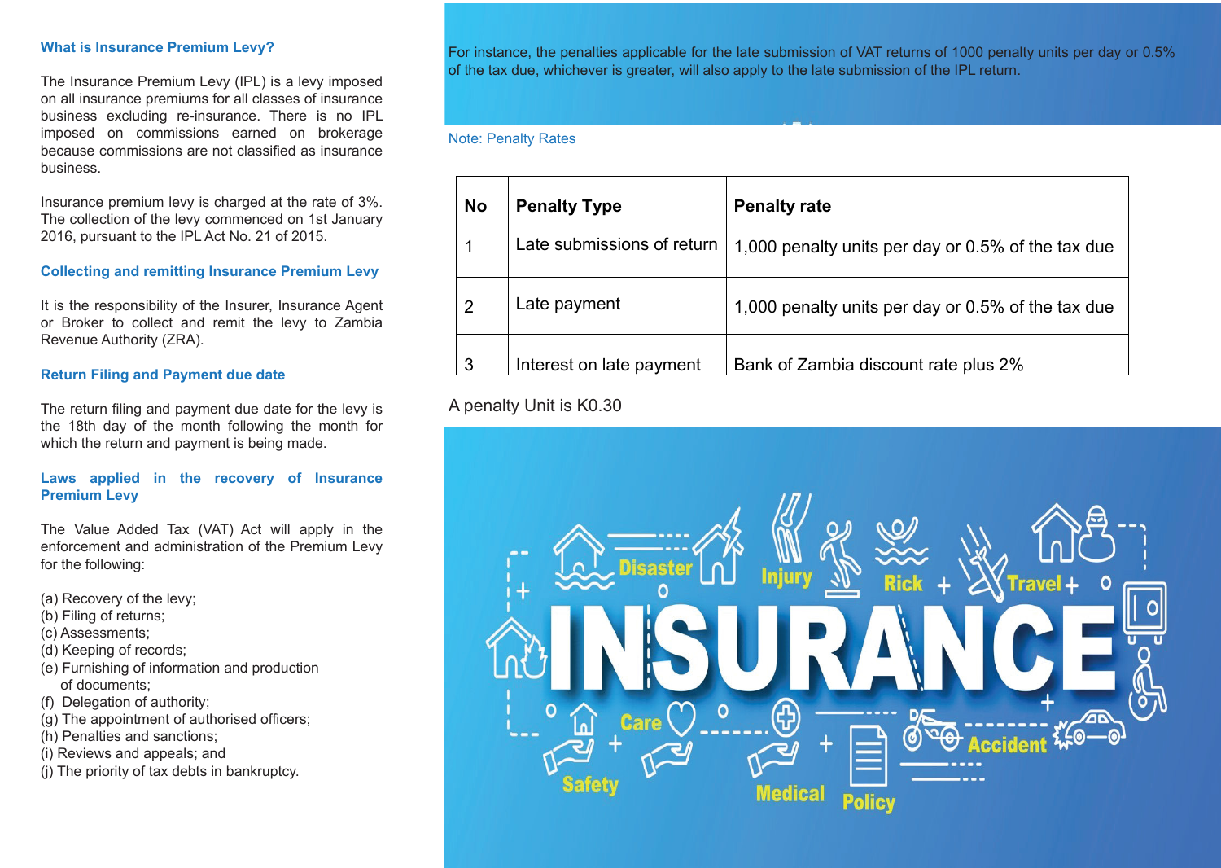## What is Insurance Premium Levy?

The Insurance Premium Levy (IPL) is a levy imposed on all insurance premiums for all classes of insurance business excluding re-insurance. There is no IPL imposed on commissions earned on brokerage because commissions are not classified as insurance business.

Insurance premium levy is charged at the rate of 3%. The collection of the levy commenced on 1st January 2016, pursuant to the IPL Act No. 21 of 2015.

## Collecting and remitting Insurance Premium Levy

It is the responsibility of the Insurer, Insurance Agent or Broker to collect and remit the levy to Zambia Revenue Authority (ZRA).

## Return Filing and Payment due date

The return filing and payment due date for the levy is the 18th day of the month following the month for which the return and payment is being made.

## Laws applied in the recovery of Insurance Premium Levy

The Value Added Tax (VAT) Act will apply in the enforcement and administration of the Premium Levy for the following:

(a) Recovery of the levy;
(b) Filing of returns;
(c) Assessments;
(d) Keeping of records;
(e) Furnishing of information and production of documents;
(f) Delegation of authority;
(g) The appointment of authorised officers;
(h) Penalties and sanctions;
(i) Reviews and appeals; and
(j) The priority of tax debts in bankruptcy.

For instance, the penalties applicable for the late submission of VAT returns of 1000 penalty units per day or 0.5% of the tax due, whichever is greater, will also apply to the late submission of the IPL return.

Note: Penalty Rates

| No | Penalty Type | Penalty rate |
|---|---|---|
| 1 | Late submissions of return | 1,000 penalty units per day or 0.5% of the tax due |
| 2 | Late payment | 1,000 penalty units per day or 0.5% of the tax due |
| 3 | Interest on late payment | Bank of Zambia discount rate plus 2% |

A penalty Unit is K0.30